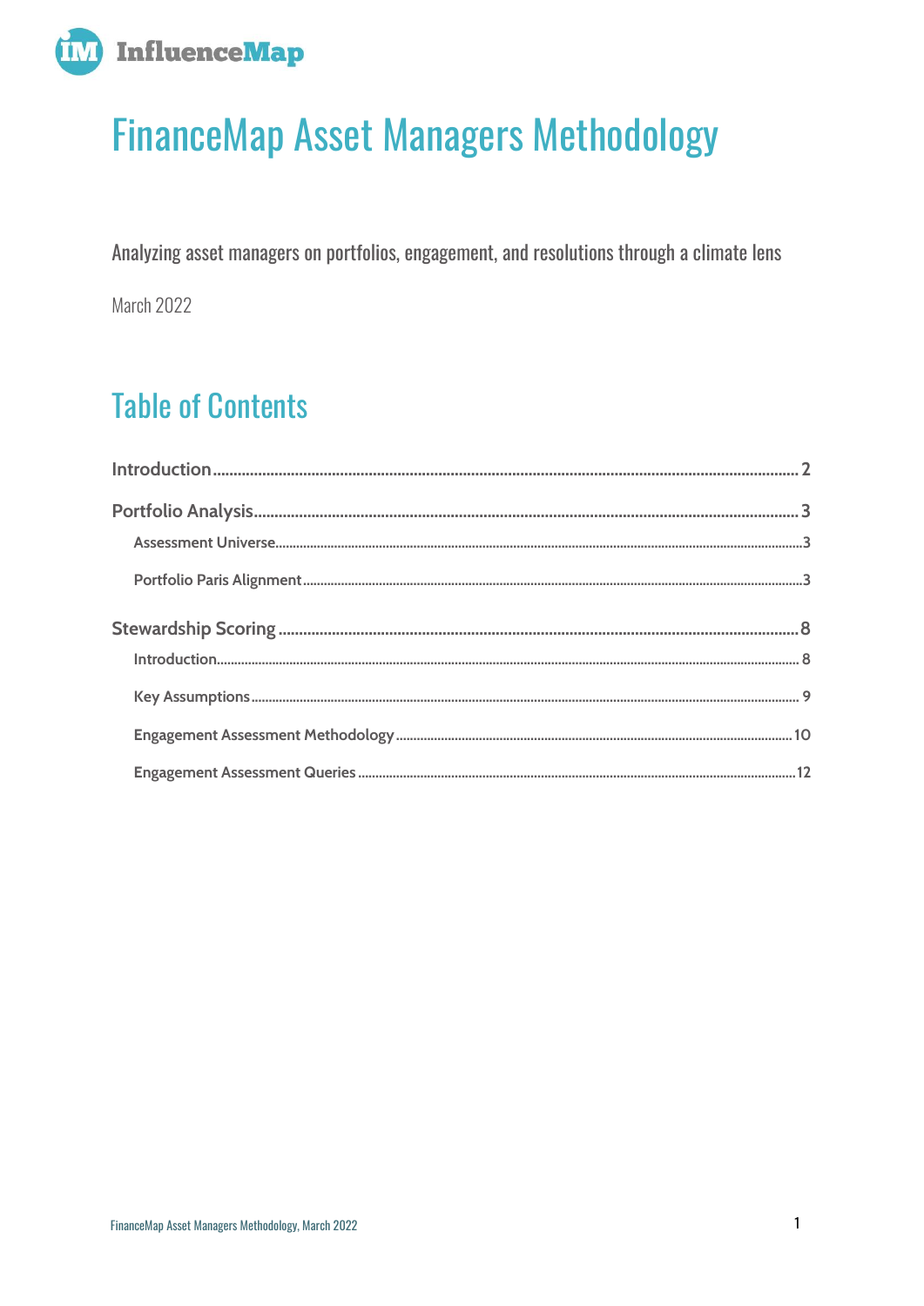InfluenceMap

# FinanceMap Asset Managers Methodology

Analyzing asset managers on portfolios, engagement, and resolutions through a climate lens

March 2022

## Table of Contents

Introduction .......... 2

Portfolio Analysis .......... 3

- Assessment Universe .......... 3
- Portfolio Paris Alignment .......... 3

Stewardship Scoring .......... 8

- Introduction .......... 8
- Key Assumptions .......... 9
- Engagement Assessment Methodology .......... 10
- Engagement Assessment Queries .......... 12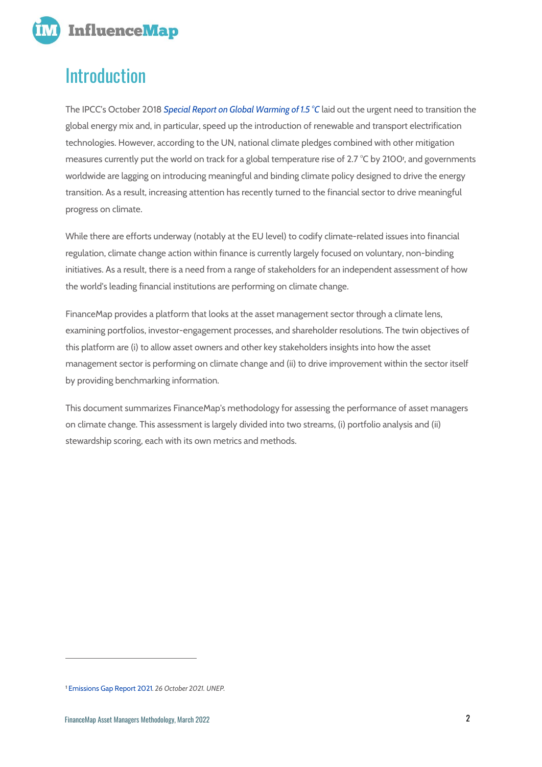# Introduction

The IPCC's October 2018 *Special Report on Global Warming of 1.5 °C* laid out the urgent need to transition the global energy mix and, in particular, speed up the introduction of renewable and transport electrification technologies. However, according to the UN, national climate pledges combined with other mitigation measures currently put the world on track for a global temperature rise of 2.7 °C by 2100[1], and governments worldwide are lagging on introducing meaningful and binding climate policy designed to drive the energy transition. As a result, increasing attention has recently turned to the financial sector to drive meaningful progress on climate.

While there are efforts underway (notably at the EU level) to codify climate-related issues into financial regulation, climate change action within finance is currently largely focused on voluntary, non-binding initiatives. As a result, there is a need from a range of stakeholders for an independent assessment of how the world's leading financial institutions are performing on climate change.

FinanceMap provides a platform that looks at the asset management sector through a climate lens, examining portfolios, investor-engagement processes, and shareholder resolutions. The twin objectives of this platform are (i) to allow asset owners and other key stakeholders insights into how the asset management sector is performing on climate change and (ii) to drive improvement within the sector itself by providing benchmarking information.

This document summarizes FinanceMap's methodology for assessing the performance of asset managers on climate change. This assessment is largely divided into two streams, (i) portfolio analysis and (ii) stewardship scoring, each with its own metrics and methods.

---

[1] Emissions Gap Report 2021. *26 October 2021. UNEP.*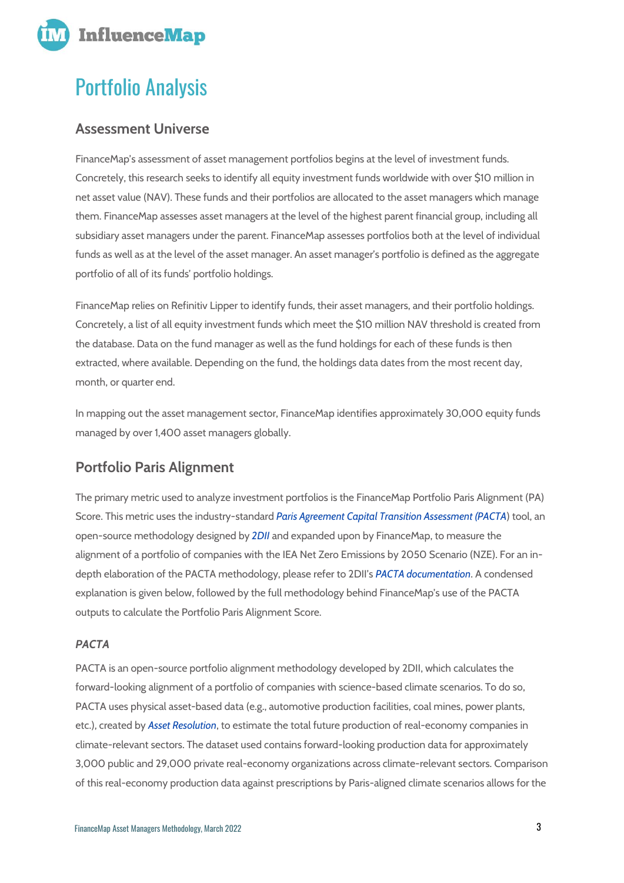# Portfolio Analysis

## Assessment Universe

FinanceMap's assessment of asset management portfolios begins at the level of investment funds. Concretely, this research seeks to identify all equity investment funds worldwide with over $10 million in net asset value (NAV). These funds and their portfolios are allocated to the asset managers which manage them. FinanceMap assesses asset managers at the level of the highest parent financial group, including all subsidiary asset managers under the parent. FinanceMap assesses portfolios both at the level of individual funds as well as at the level of the asset manager. An asset manager's portfolio is defined as the aggregate portfolio of all of its funds' portfolio holdings.

FinanceMap relies on Refinitiv Lipper to identify funds, their asset managers, and their portfolio holdings. Concretely, a list of all equity investment funds which meet the $10 million NAV threshold is created from the database. Data on the fund manager as well as the fund holdings for each of these funds is then extracted, where available. Depending on the fund, the holdings data dates from the most recent day, month, or quarter end.

In mapping out the asset management sector, FinanceMap identifies approximately 30,000 equity funds managed by over 1,400 asset managers globally.

## Portfolio Paris Alignment

The primary metric used to analyze investment portfolios is the FinanceMap Portfolio Paris Alignment (PA) Score. This metric uses the industry-standard *Paris Agreement Capital Transition Assessment (PACTA)* tool, an open-source methodology designed by *2DII* and expanded upon by FinanceMap, to measure the alignment of a portfolio of companies with the IEA Net Zero Emissions by 2050 Scenario (NZE). For an in-depth elaboration of the PACTA methodology, please refer to 2DII's *PACTA documentation*. A condensed explanation is given below, followed by the full methodology behind FinanceMap's use of the PACTA outputs to calculate the Portfolio Paris Alignment Score.

### *PACTA*

PACTA is an open-source portfolio alignment methodology developed by 2DII, which calculates the forward-looking alignment of a portfolio of companies with science-based climate scenarios. To do so, PACTA uses physical asset-based data (e.g., automotive production facilities, coal mines, power plants, etc.), created by *Asset Resolution*, to estimate the total future production of real-economy companies in climate-relevant sectors. The dataset used contains forward-looking production data for approximately 3,000 public and 29,000 private real-economy organizations across climate-relevant sectors. Comparison of this real-economy production data against prescriptions by Paris-aligned climate scenarios allows for the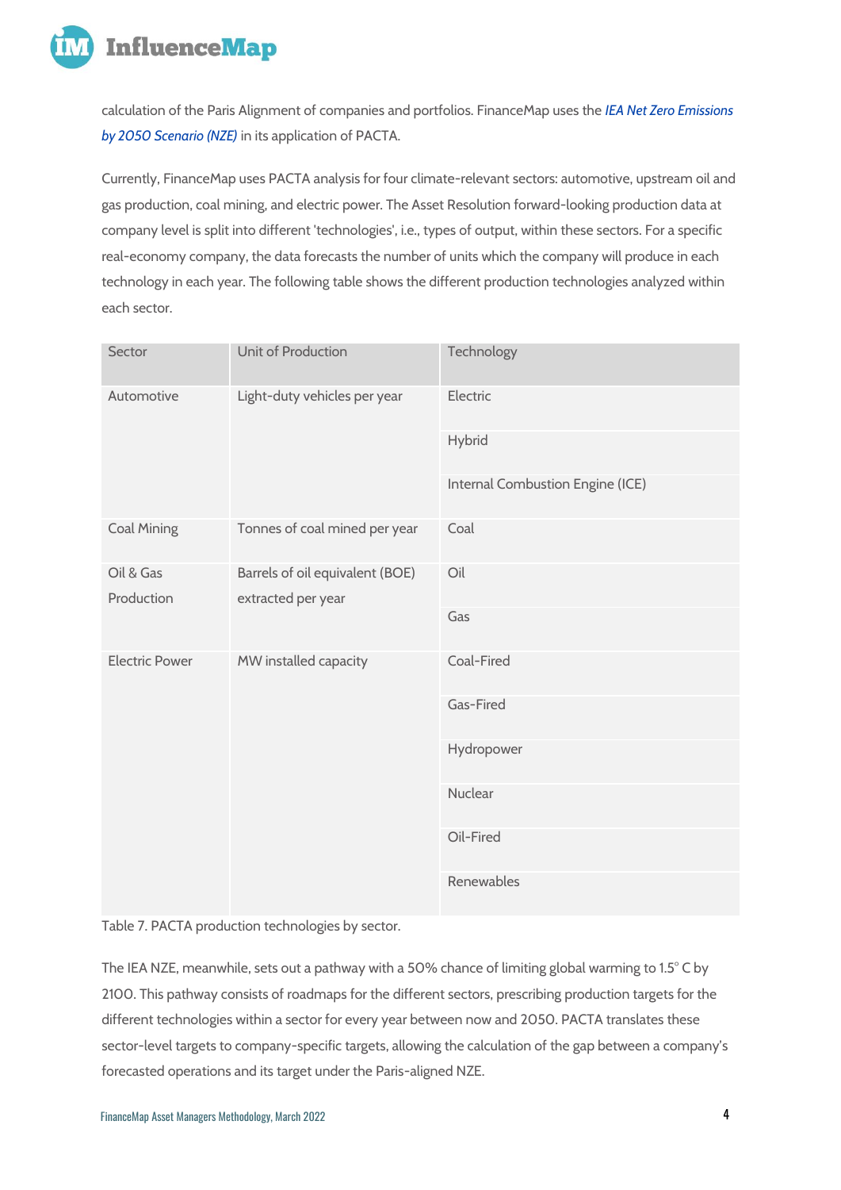calculation of the Paris Alignment of companies and portfolios. FinanceMap uses the *IEA Net Zero Emissions by 2050 Scenario (NZE)* in its application of PACTA.

Currently, FinanceMap uses PACTA analysis for four climate-relevant sectors: automotive, upstream oil and gas production, coal mining, and electric power. The Asset Resolution forward-looking production data at company level is split into different 'technologies', i.e., types of output, within these sectors. For a specific real-economy company, the data forecasts the number of units which the company will produce in each technology in each year. The following table shows the different production technologies analyzed within each sector.

| Sector | Unit of Production | Technology |
|---|---|---|
| Automotive | Light-duty vehicles per year | Electric |
| | | Hybrid |
| | | Internal Combustion Engine (ICE) |
| Coal Mining | Tonnes of coal mined per year | Coal |
| Oil & Gas Production | Barrels of oil equivalent (BOE) extracted per year | Oil |
| | | Gas |
| Electric Power | MW installed capacity | Coal-Fired |
| | | Gas-Fired |
| | | Hydropower |
| | | Nuclear |
| | | Oil-Fired |
| | | Renewables |

Table 7. PACTA production technologies by sector.

The IEA NZE, meanwhile, sets out a pathway with a 50% chance of limiting global warming to 1.5° C by 2100. This pathway consists of roadmaps for the different sectors, prescribing production targets for the different technologies within a sector for every year between now and 2050. PACTA translates these sector-level targets to company-specific targets, allowing the calculation of the gap between a company's forecasted operations and its target under the Paris-aligned NZE.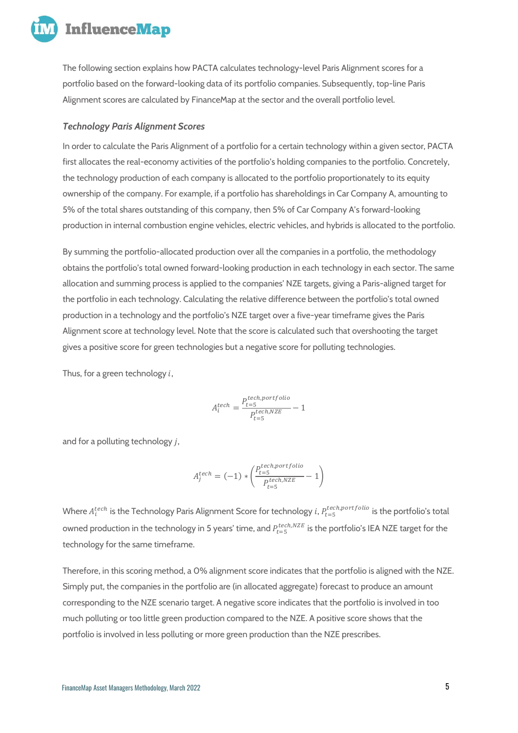The following section explains how PACTA calculates technology-level Paris Alignment scores for a portfolio based on the forward-looking data of its portfolio companies. Subsequently, top-line Paris Alignment scores are calculated by FinanceMap at the sector and the overall portfolio level.

### *Technology Paris Alignment Scores*

In order to calculate the Paris Alignment of a portfolio for a certain technology within a given sector, PACTA first allocates the real-economy activities of the portfolio's holding companies to the portfolio. Concretely, the technology production of each company is allocated to the portfolio proportionately to its equity ownership of the company. For example, if a portfolio has shareholdings in Car Company A, amounting to 5% of the total shares outstanding of this company, then 5% of Car Company A's forward-looking production in internal combustion engine vehicles, electric vehicles, and hybrids is allocated to the portfolio.

By summing the portfolio-allocated production over all the companies in a portfolio, the methodology obtains the portfolio's total owned forward-looking production in each technology in each sector. The same allocation and summing process is applied to the companies' NZE targets, giving a Paris-aligned target for the portfolio in each technology. Calculating the relative difference between the portfolio's total owned production in a technology and the portfolio's NZE target over a five-year timeframe gives the Paris Alignment score at technology level. Note that the score is calculated such that overshooting the target gives a positive score for green technologies but a negative score for polluting technologies.

Thus, for a green technology $i$,

$$A_i^{tech} = \frac{P_{t=5}^{tech,portfolio}}{P_{t=5}^{tech,NZE}} - 1$$

and for a polluting technology $j$,

$$A_j^{tech} = (-1) * \left( \frac{P_{t=5}^{tech,portfolio}}{P_{t=5}^{tech,NZE}} - 1 \right)$$

Where $A_i^{tech}$ is the Technology Paris Alignment Score for technology $i$, $P_{t=5}^{tech,portfolio}$ is the portfolio's total owned production in the technology in 5 years' time, and $P_{t=5}^{tech,NZE}$ is the portfolio's IEA NZE target for the technology for the same timeframe.

Therefore, in this scoring method, a 0% alignment score indicates that the portfolio is aligned with the NZE. Simply put, the companies in the portfolio are (in allocated aggregate) forecast to produce an amount corresponding to the NZE scenario target. A negative score indicates that the portfolio is involved in too much polluting or too little green production compared to the NZE. A positive score shows that the portfolio is involved in less polluting or more green production than the NZE prescribes.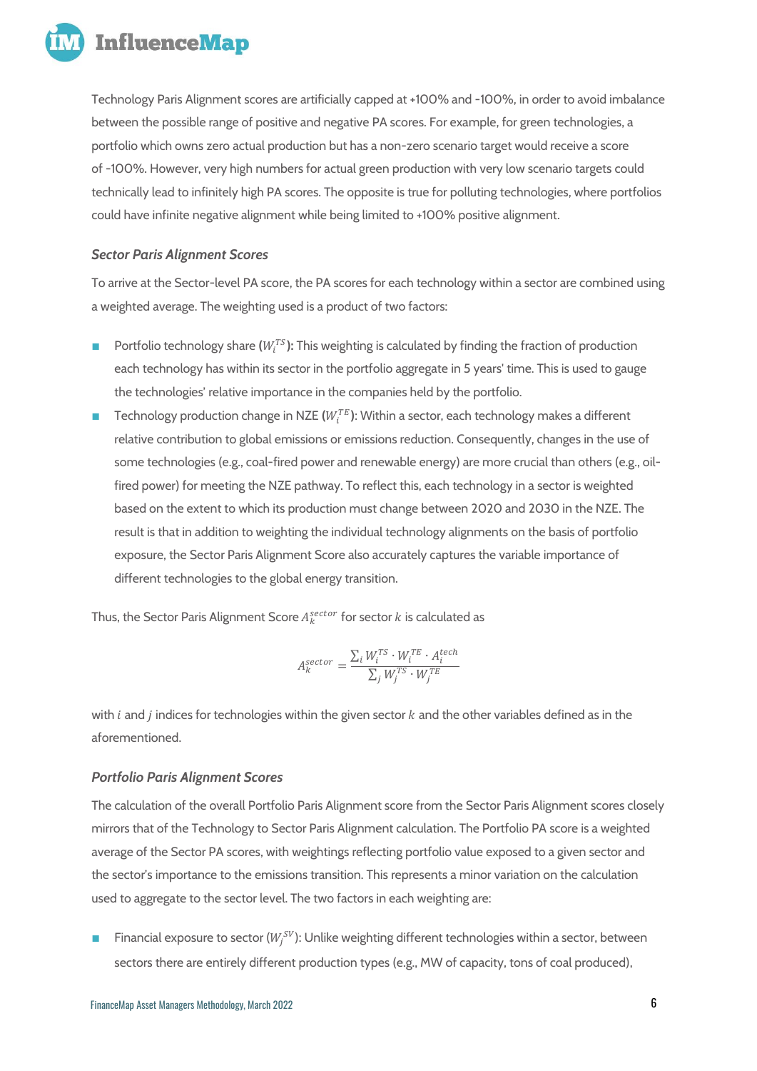Technology Paris Alignment scores are artificially capped at +100% and -100%, in order to avoid imbalance between the possible range of positive and negative PA scores. For example, for green technologies, a portfolio which owns zero actual production but has a non-zero scenario target would receive a score of -100%. However, very high numbers for actual green production with very low scenario targets could technically lead to infinitely high PA scores. The opposite is true for polluting technologies, where portfolios could have infinite negative alignment while being limited to +100% positive alignment.

### *Sector Paris Alignment Scores*

To arrive at the Sector-level PA score, the PA scores for each technology within a sector are combined using a weighted average. The weighting used is a product of two factors:

- Portfolio technology share (**$W_i^{TS}$**): This weighting is calculated by finding the fraction of production each technology has within its sector in the portfolio aggregate in 5 years' time. This is used to gauge the technologies' relative importance in the companies held by the portfolio.
- Technology production change in NZE (**$W_i^{TE}$**): Within a sector, each technology makes a different relative contribution to global emissions or emissions reduction. Consequently, changes in the use of some technologies (e.g., coal-fired power and renewable energy) are more crucial than others (e.g., oil-fired power) for meeting the NZE pathway. To reflect this, each technology in a sector is weighted based on the extent to which its production must change between 2020 and 2030 in the NZE. The result is that in addition to weighting the individual technology alignments on the basis of portfolio exposure, the Sector Paris Alignment Score also accurately captures the variable importance of different technologies to the global energy transition.

Thus, the Sector Paris Alignment Score $A_k^{sector}$ for sector $k$ is calculated as

$$A_k^{sector} = \frac{\sum_i W_i^{TS} \cdot W_i^{TE} \cdot A_i^{tech}}{\sum_j W_j^{TS} \cdot W_j^{TE}}$$

with $i$ and $j$ indices for technologies within the given sector $k$ and the other variables defined as in the aforementioned.

### *Portfolio Paris Alignment Scores*

The calculation of the overall Portfolio Paris Alignment score from the Sector Paris Alignment scores closely mirrors that of the Technology to Sector Paris Alignment calculation. The Portfolio PA score is a weighted average of the Sector PA scores, with weightings reflecting portfolio value exposed to a given sector and the sector's importance to the emissions transition. This represents a minor variation on the calculation used to aggregate to the sector level. The two factors in each weighting are:

- Financial exposure to sector ($W_j^{SV}$): Unlike weighting different technologies within a sector, between sectors there are entirely different production types (e.g., MW of capacity, tons of coal produced),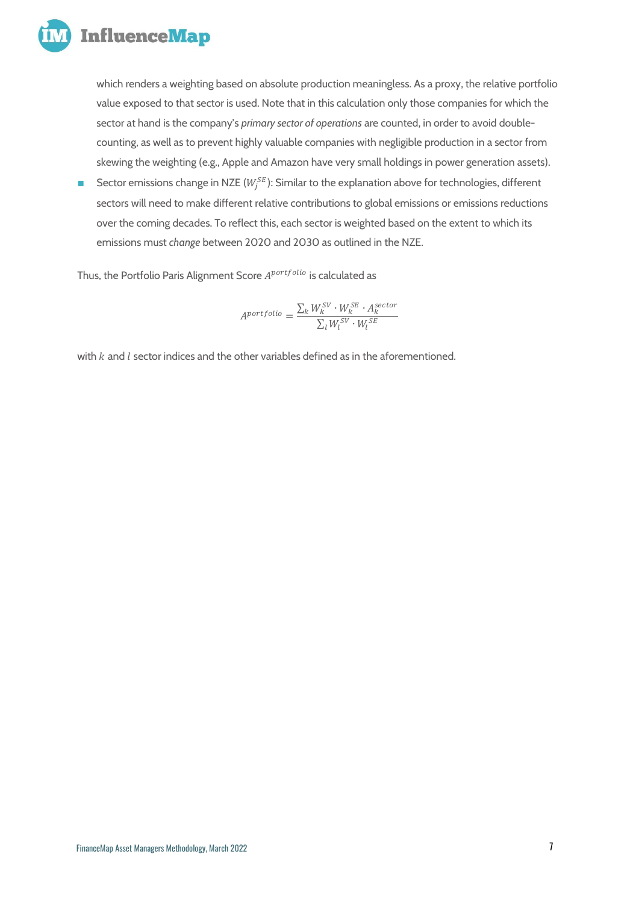which renders a weighting based on absolute production meaningless. As a proxy, the relative portfolio value exposed to that sector is used. Note that in this calculation only those companies for which the sector at hand is the company's *primary sector of operations* are counted, in order to avoid double-counting, as well as to prevent highly valuable companies with negligible production in a sector from skewing the weighting (e.g., Apple and Amazon have very small holdings in power generation assets).

- Sector emissions change in NZE ($W_j^{SE}$): Similar to the explanation above for technologies, different sectors will need to make different relative contributions to global emissions or emissions reductions over the coming decades. To reflect this, each sector is weighted based on the extent to which its emissions must *change* between 2020 and 2030 as outlined in the NZE.

Thus, the Portfolio Paris Alignment Score $A^{portfolio}$ is calculated as

$$A^{portfolio} = \frac{\sum_k W_k^{SV} \cdot W_k^{SE} \cdot A_k^{sector}}{\sum_l W_l^{SV} \cdot W_l^{SE}}$$

with $k$ and $l$ sector indices and the other variables defined as in the aforementioned.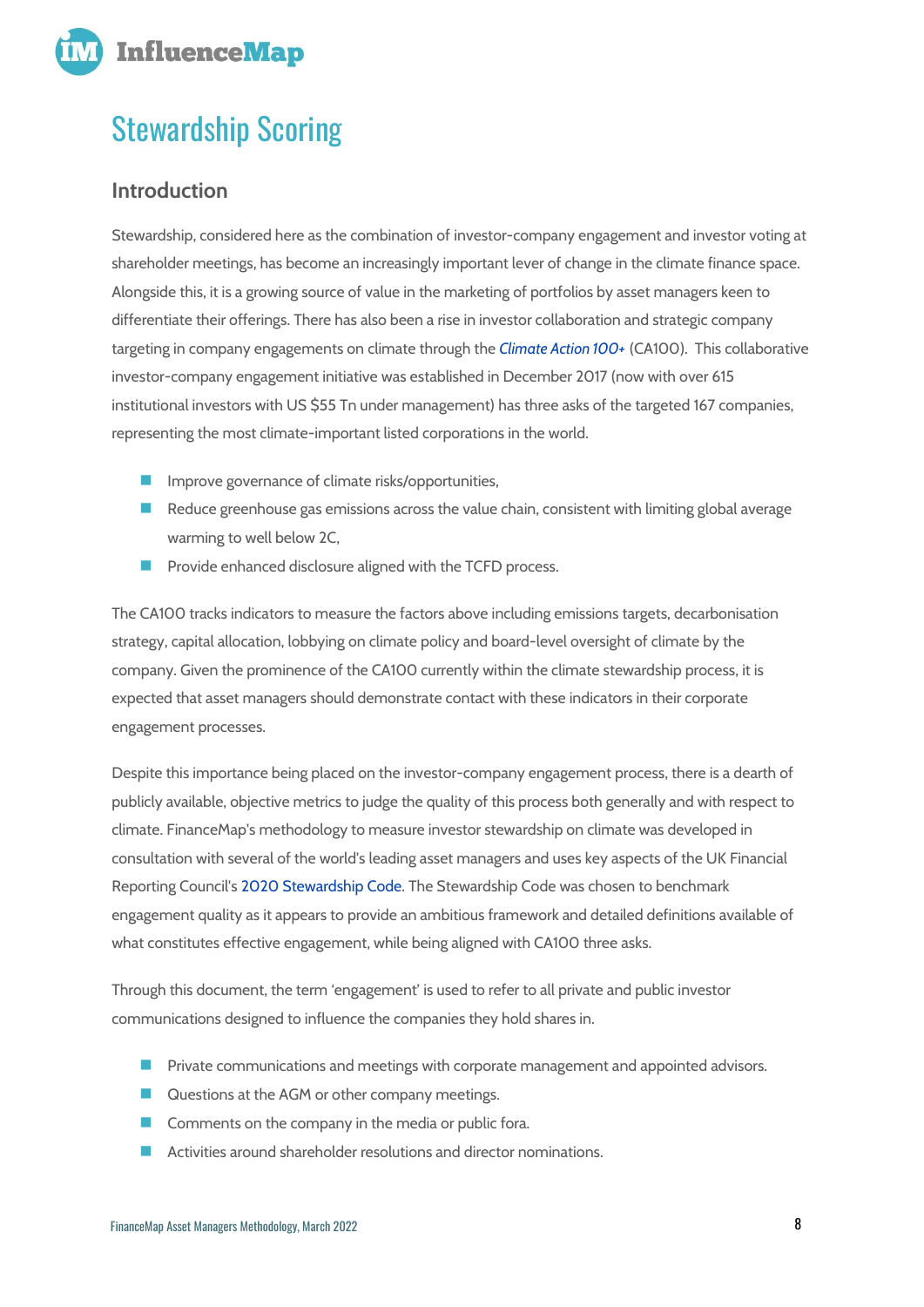# Stewardship Scoring

## Introduction

Stewardship, considered here as the combination of investor-company engagement and investor voting at shareholder meetings, has become an increasingly important lever of change in the climate finance space. Alongside this, it is a growing source of value in the marketing of portfolios by asset managers keen to differentiate their offerings. There has also been a rise in investor collaboration and strategic company targeting in company engagements on climate through the *Climate Action 100+* (CA100). This collaborative investor-company engagement initiative was established in December 2017 (now with over 615 institutional investors with US $55 Tn under management) has three asks of the targeted 167 companies, representing the most climate-important listed corporations in the world.

- Improve governance of climate risks/opportunities,
- Reduce greenhouse gas emissions across the value chain, consistent with limiting global average warming to well below 2C,
- Provide enhanced disclosure aligned with the TCFD process.

The CA100 tracks indicators to measure the factors above including emissions targets, decarbonisation strategy, capital allocation, lobbying on climate policy and board-level oversight of climate by the company. Given the prominence of the CA100 currently within the climate stewardship process, it is expected that asset managers should demonstrate contact with these indicators in their corporate engagement processes.

Despite this importance being placed on the investor-company engagement process, there is a dearth of publicly available, objective metrics to judge the quality of this process both generally and with respect to climate. FinanceMap's methodology to measure investor stewardship on climate was developed in consultation with several of the world's leading asset managers and uses key aspects of the UK Financial Reporting Council's 2020 Stewardship Code. The Stewardship Code was chosen to benchmark engagement quality as it appears to provide an ambitious framework and detailed definitions available of what constitutes effective engagement, while being aligned with CA100 three asks.

Through this document, the term 'engagement' is used to refer to all private and public investor communications designed to influence the companies they hold shares in.

- Private communications and meetings with corporate management and appointed advisors.
- Questions at the AGM or other company meetings.
- Comments on the company in the media or public fora.
- Activities around shareholder resolutions and director nominations.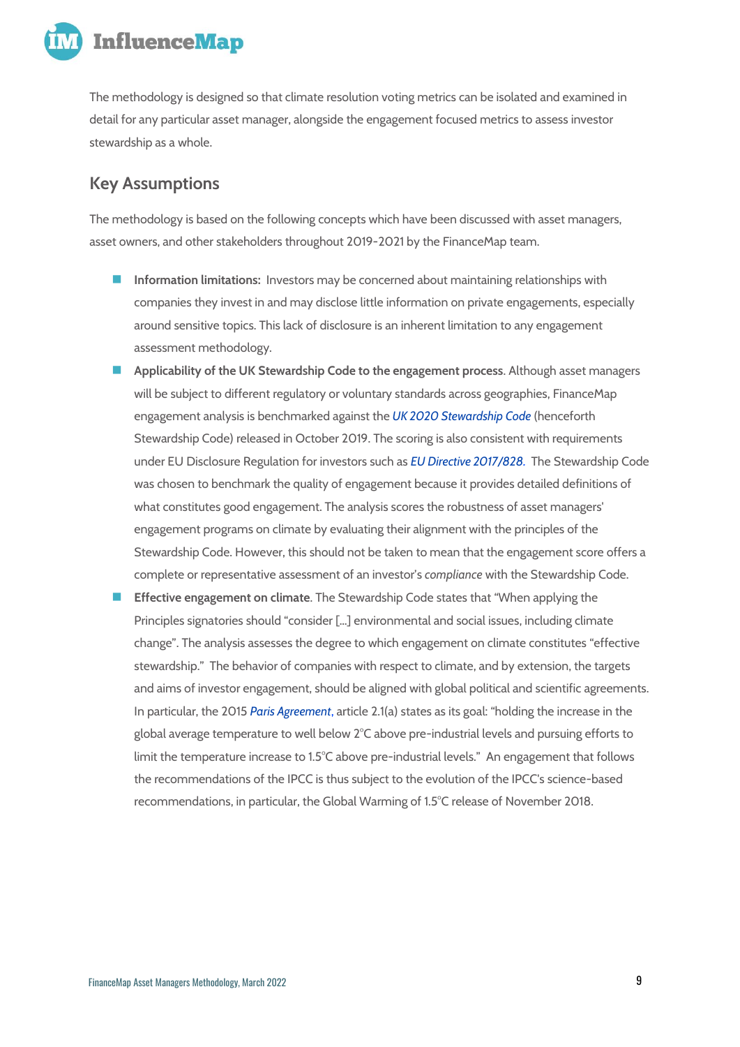The methodology is designed so that climate resolution voting metrics can be isolated and examined in detail for any particular asset manager, alongside the engagement focused metrics to assess investor stewardship as a whole.

## Key Assumptions

The methodology is based on the following concepts which have been discussed with asset managers, asset owners, and other stakeholders throughout 2019-2021 by the FinanceMap team.

- **Information limitations:** Investors may be concerned about maintaining relationships with companies they invest in and may disclose little information on private engagements, especially around sensitive topics. This lack of disclosure is an inherent limitation to any engagement assessment methodology.
- **Applicability of the UK Stewardship Code to the engagement process**. Although asset managers will be subject to different regulatory or voluntary standards across geographies, FinanceMap engagement analysis is benchmarked against the *UK 2020 Stewardship Code* (henceforth Stewardship Code) released in October 2019. The scoring is also consistent with requirements under EU Disclosure Regulation for investors such as *EU Directive 2017/828*. The Stewardship Code was chosen to benchmark the quality of engagement because it provides detailed definitions of what constitutes good engagement. The analysis scores the robustness of asset managers' engagement programs on climate by evaluating their alignment with the principles of the Stewardship Code. However, this should not be taken to mean that the engagement score offers a complete or representative assessment of an investor's *compliance* with the Stewardship Code.
- **Effective engagement on climate**. The Stewardship Code states that "When applying the Principles signatories should "consider [...] environmental and social issues, including climate change". The analysis assesses the degree to which engagement on climate constitutes "effective stewardship." The behavior of companies with respect to climate, and by extension, the targets and aims of investor engagement, should be aligned with global political and scientific agreements. In particular, the 2015 *Paris Agreement*, article 2.1(a) states as its goal: "holding the increase in the global average temperature to well below 2°C above pre-industrial levels and pursuing efforts to limit the temperature increase to 1.5°C above pre-industrial levels." An engagement that follows the recommendations of the IPCC is thus subject to the evolution of the IPCC's science-based recommendations, in particular, the Global Warming of 1.5°C release of November 2018.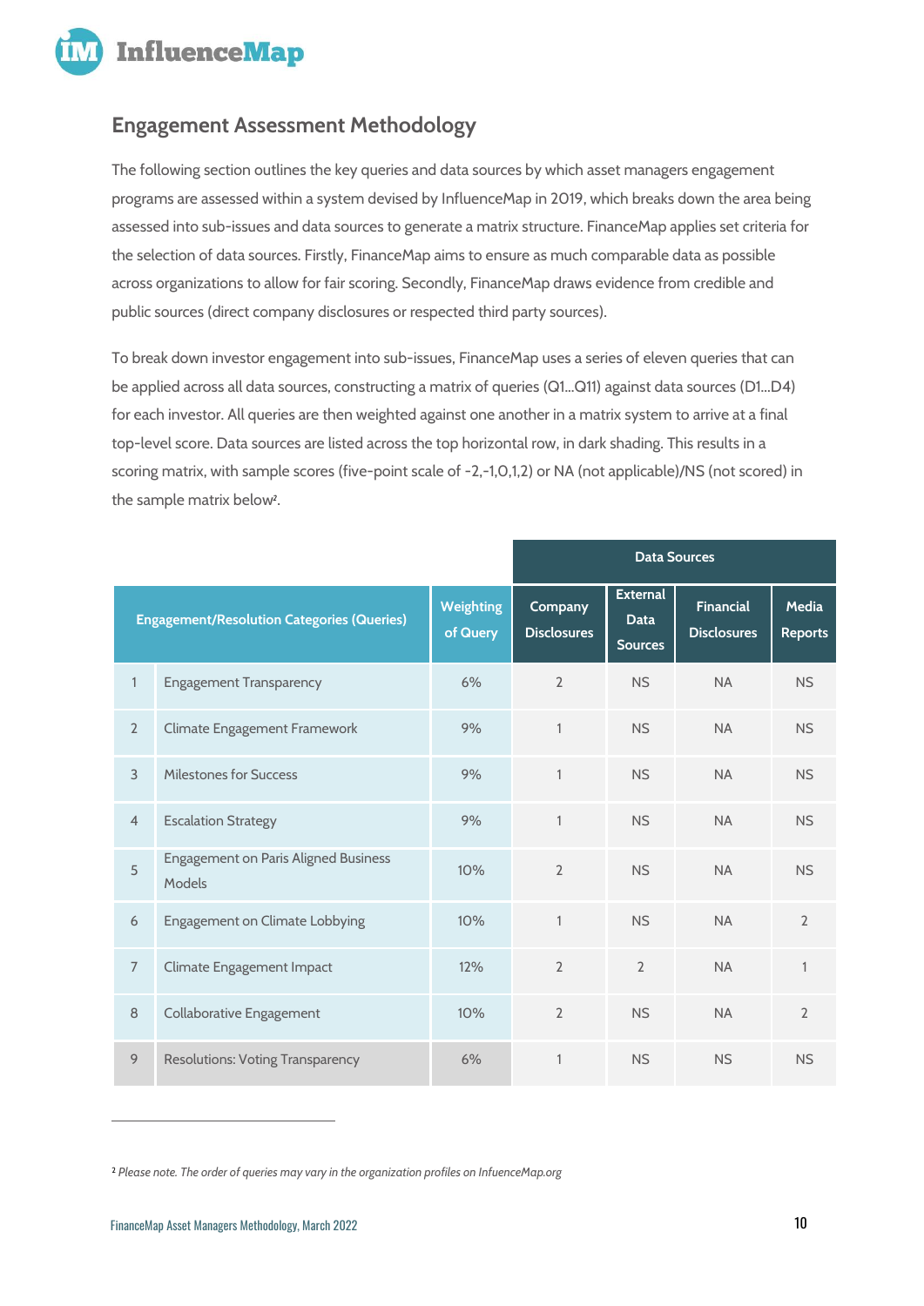## Engagement Assessment Methodology

The following section outlines the key queries and data sources by which asset managers engagement programs are assessed within a system devised by InfluenceMap in 2019, which breaks down the area being assessed into sub-issues and data sources to generate a matrix structure. FinanceMap applies set criteria for the selection of data sources. Firstly, FinanceMap aims to ensure as much comparable data as possible across organizations to allow for fair scoring. Secondly, FinanceMap draws evidence from credible and public sources (direct company disclosures or respected third party sources).

To break down investor engagement into sub-issues, FinanceMap uses a series of eleven queries that can be applied across all data sources, constructing a matrix of queries (Q1...Q11) against data sources (D1...D4) for each investor. All queries are then weighted against one another in a matrix system to arrive at a final top-level score. Data sources are listed across the top horizontal row, in dark shading. This results in a scoring matrix, with sample scores (five-point scale of -2,-1,0,1,2) or NA (not applicable)/NS (not scored) in the sample matrix below[2].

| | | | Data Sources | | | |
|---|---|---|---|---|---|---|
| | Engagement/Resolution Categories (Queries) | Weighting of Query | Company Disclosures | External Data Sources | Financial Disclosures | Media Reports |
| 1 | Engagement Transparency | 6% | 2 | NS | NA | NS |
| 2 | Climate Engagement Framework | 9% | 1 | NS | NA | NS |
| 3 | Milestones for Success | 9% | 1 | NS | NA | NS |
| 4 | Escalation Strategy | 9% | 1 | NS | NA | NS |
| 5 | Engagement on Paris Aligned Business Models | 10% | 2 | NS | NA | NS |
| 6 | Engagement on Climate Lobbying | 10% | 1 | NS | NA | 2 |
| 7 | Climate Engagement Impact | 12% | 2 | 2 | NA | 1 |
| 8 | Collaborative Engagement | 10% | 2 | NS | NA | 2 |
| 9 | Resolutions: Voting Transparency | 6% | 1 | NS | NS | NS |

[2] *Please note. The order of queries may vary in the organization profiles on InfuenceMap.org*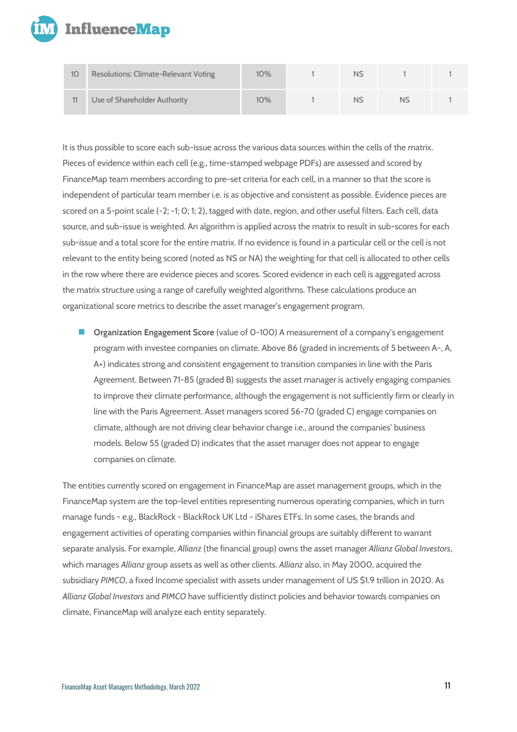| 10 | Resolutions: Climate-Relevant Voting | 10% | 1 | NS | 1 | 1 |
|---|---|---|---|---|---|---|
| 11 | Use of Shareholder Authority | 10% | 1 | NS | NS | 1 |

It is thus possible to score each sub-issue across the various data sources within the cells of the matrix. Pieces of evidence within each cell (e.g., time-stamped webpage PDFs) are assessed and scored by FinanceMap team members according to pre-set criteria for each cell, in a manner so that the score is independent of particular team member i.e. is as objective and consistent as possible. Evidence pieces are scored on a 5-point scale (-2; -1; 0; 1; 2), tagged with date, region, and other useful filters. Each cell, data source, and sub-issue is weighted. An algorithm is applied across the matrix to result in sub-scores for each sub-issue and a total score for the entire matrix. If no evidence is found in a particular cell or the cell is not relevant to the entity being scored (noted as NS or NA) the weighting for that cell is allocated to other cells in the row where there are evidence pieces and scores. Scored evidence in each cell is aggregated across the matrix structure using a range of carefully weighted algorithms. These calculations produce an organizational score metrics to describe the asset manager's engagement program.

- **Organization Engagement Score** (value of 0-100) A measurement of a company's engagement program with investee companies on climate. Above 86 (graded in increments of 5 between A-, A, A+) indicates strong and consistent engagement to transition companies in line with the Paris Agreement. Between 71-85 (graded B) suggests the asset manager is actively engaging companies to improve their climate performance, although the engagement is not sufficiently firm or clearly in line with the Paris Agreement. Asset managers scored 56-70 (graded C) engage companies on climate, although are not driving clear behavior change i.e., around the companies' business models. Below 55 (graded D) indicates that the asset manager does not appear to engage companies on climate.

The entities currently scored on engagement in FinanceMap are asset management groups, which in the FinanceMap system are the top-level entities representing numerous operating companies, which in turn manage funds - e.g., BlackRock - BlackRock UK Ltd - iShares ETFs. In some cases, the brands and engagement activities of operating companies within financial groups are suitably different to warrant separate analysis. For example, *Allianz* (the financial group) owns the asset manager *Allianz Global Investors*, which manages *Allianz* group assets as well as other clients. *Allianz* also, in May 2000, acquired the subsidiary *PIMCO*, a fixed Income specialist with assets under management of US $1.9 trillion in 2020. As *Allianz Global Investors* and *PIMCO* have sufficiently distinct policies and behavior towards companies on climate, FinanceMap will analyze each entity separately.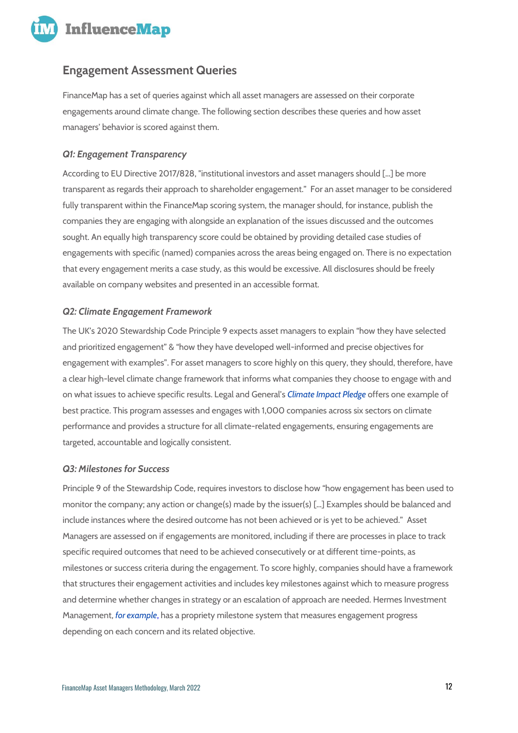## Engagement Assessment Queries

FinanceMap has a set of queries against which all asset managers are assessed on their corporate engagements around climate change. The following section describes these queries and how asset managers' behavior is scored against them.

### *Q1: Engagement Transparency*

According to EU Directive 2017/828, "institutional investors and asset managers should [...] be more transparent as regards their approach to shareholder engagement." For an asset manager to be considered fully transparent within the FinanceMap scoring system, the manager should, for instance, publish the companies they are engaging with alongside an explanation of the issues discussed and the outcomes sought. An equally high transparency score could be obtained by providing detailed case studies of engagements with specific (named) companies across the areas being engaged on. There is no expectation that every engagement merits a case study, as this would be excessive. All disclosures should be freely available on company websites and presented in an accessible format.

### *Q2: Climate Engagement Framework*

The UK's 2020 Stewardship Code Principle 9 expects asset managers to explain "how they have selected and prioritized engagement" & "how they have developed well-informed and precise objectives for engagement with examples". For asset managers to score highly on this query, they should, therefore, have a clear high-level climate change framework that informs what companies they choose to engage with and on what issues to achieve specific results. Legal and General's *Climate Impact Pledge* offers one example of best practice. This program assesses and engages with 1,000 companies across six sectors on climate performance and provides a structure for all climate-related engagements, ensuring engagements are targeted, accountable and logically consistent.

### *Q3: Milestones for Success*

Principle 9 of the Stewardship Code, requires investors to disclose how "how engagement has been used to monitor the company; any action or change(s) made by the issuer(s) [...] Examples should be balanced and include instances where the desired outcome has not been achieved or is yet to be achieved." Asset Managers are assessed on if engagements are monitored, including if there are processes in place to track specific required outcomes that need to be achieved consecutively or at different time-points, as milestones or success criteria during the engagement. To score highly, companies should have a framework that structures their engagement activities and includes key milestones against which to measure progress and determine whether changes in strategy or an escalation of approach are needed. Hermes Investment Management, *for example*, has a propriety milestone system that measures engagement progress depending on each concern and its related objective.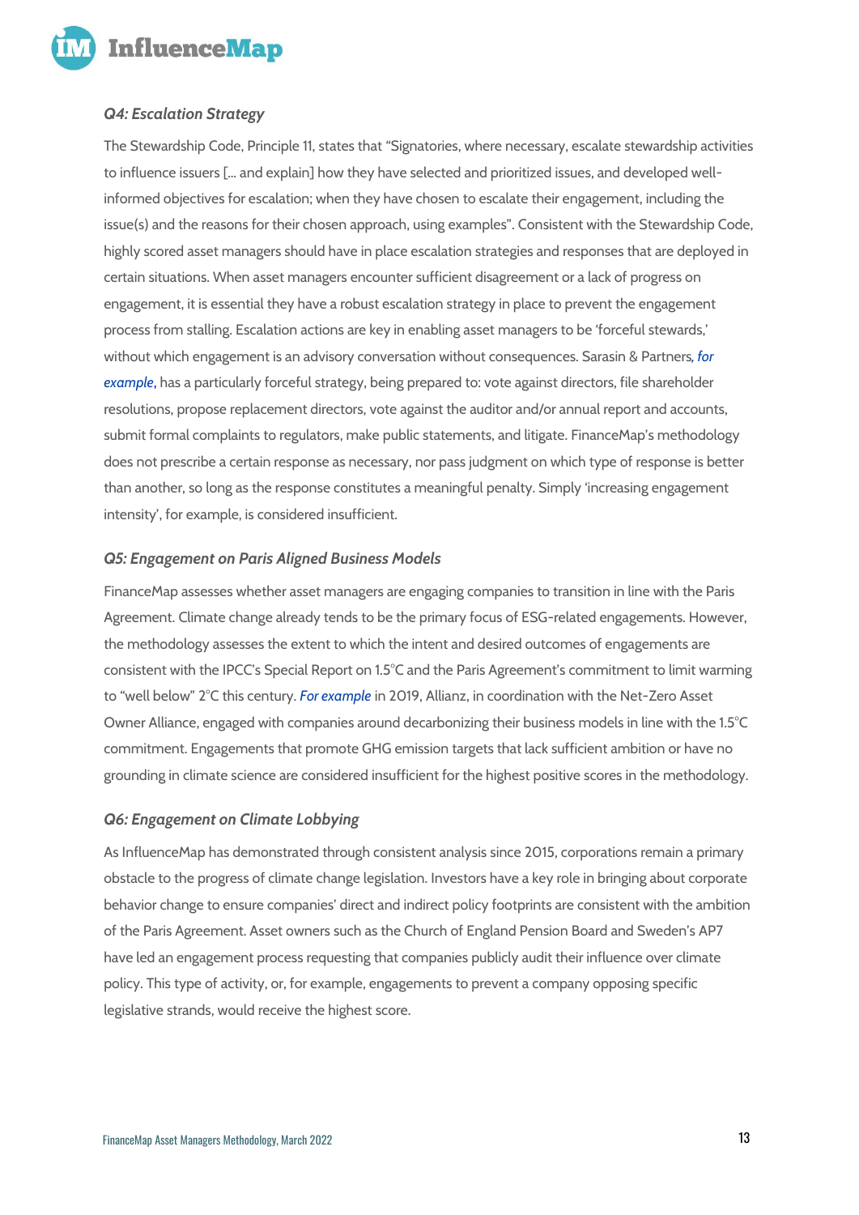### *Q4: Escalation Strategy*

The Stewardship Code, Principle 11, states that "Signatories, where necessary, escalate stewardship activities to influence issuers [... and explain] how they have selected and prioritized issues, and developed well-informed objectives for escalation; when they have chosen to escalate their engagement, including the issue(s) and the reasons for their chosen approach, using examples". Consistent with the Stewardship Code, highly scored asset managers should have in place escalation strategies and responses that are deployed in certain situations. When asset managers encounter sufficient disagreement or a lack of progress on engagement, it is essential they have a robust escalation strategy in place to prevent the engagement process from stalling. Escalation actions are key in enabling asset managers to be 'forceful stewards,' without which engagement is an advisory conversation without consequences. Sarasin & Partners, *for example*, has a particularly forceful strategy, being prepared to: vote against directors, file shareholder resolutions, propose replacement directors, vote against the auditor and/or annual report and accounts, submit formal complaints to regulators, make public statements, and litigate. FinanceMap's methodology does not prescribe a certain response as necessary, nor pass judgment on which type of response is better than another, so long as the response constitutes a meaningful penalty. Simply 'increasing engagement intensity', for example, is considered insufficient.

### *Q5: Engagement on Paris Aligned Business Models*

FinanceMap assesses whether asset managers are engaging companies to transition in line with the Paris Agreement. Climate change already tends to be the primary focus of ESG-related engagements. However, the methodology assesses the extent to which the intent and desired outcomes of engagements are consistent with the IPCC's Special Report on 1.5°C and the Paris Agreement's commitment to limit warming to "well below" 2°C this century. *For example* in 2019, Allianz, in coordination with the Net-Zero Asset Owner Alliance, engaged with companies around decarbonizing their business models in line with the 1.5°C commitment. Engagements that promote GHG emission targets that lack sufficient ambition or have no grounding in climate science are considered insufficient for the highest positive scores in the methodology.

### *Q6: Engagement on Climate Lobbying*

As InfluenceMap has demonstrated through consistent analysis since 2015, corporations remain a primary obstacle to the progress of climate change legislation. Investors have a key role in bringing about corporate behavior change to ensure companies' direct and indirect policy footprints are consistent with the ambition of the Paris Agreement. Asset owners such as the Church of England Pension Board and Sweden's AP7 have led an engagement process requesting that companies publicly audit their influence over climate policy. This type of activity, or, for example, engagements to prevent a company opposing specific legislative strands, would receive the highest score.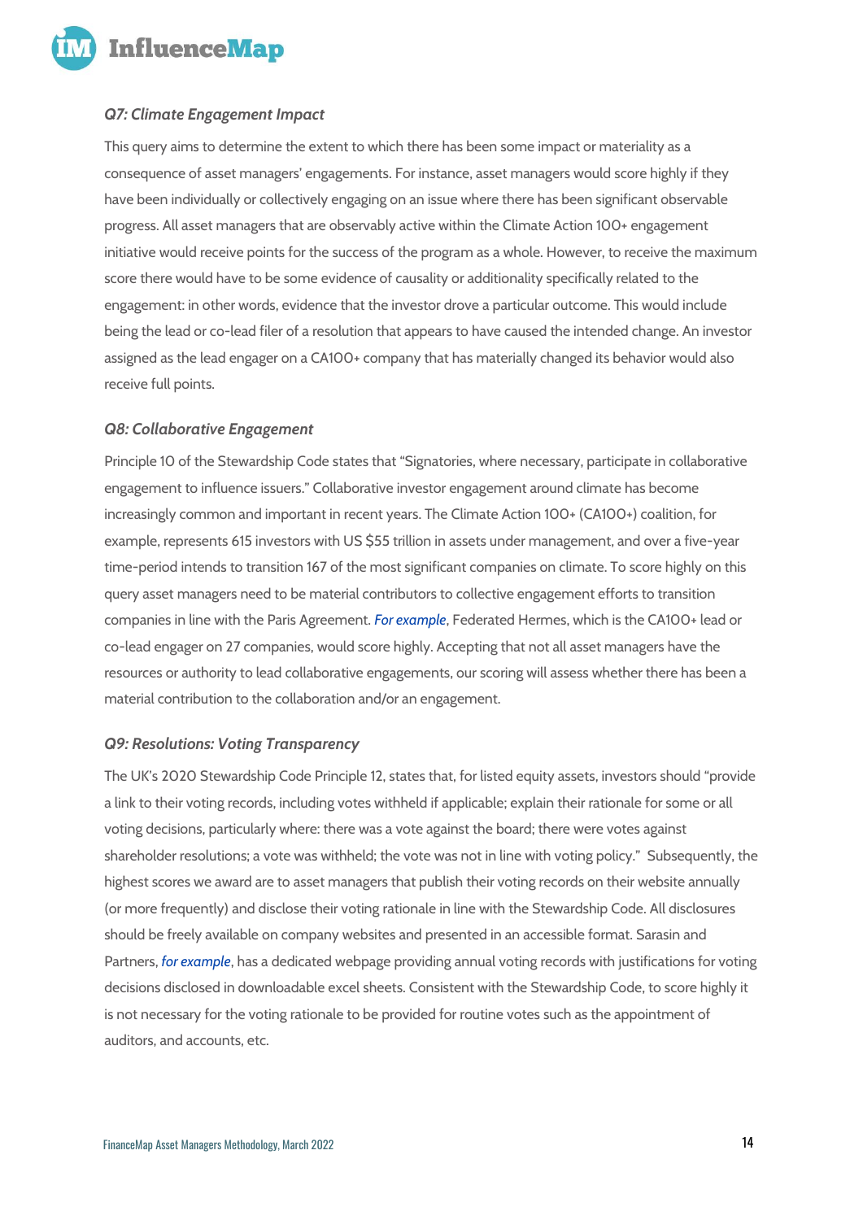### *Q7: Climate Engagement Impact*

This query aims to determine the extent to which there has been some impact or materiality as a consequence of asset managers' engagements. For instance, asset managers would score highly if they have been individually or collectively engaging on an issue where there has been significant observable progress. All asset managers that are observably active within the Climate Action 100+ engagement initiative would receive points for the success of the program as a whole. However, to receive the maximum score there would have to be some evidence of causality or additionality specifically related to the engagement: in other words, evidence that the investor drove a particular outcome. This would include being the lead or co-lead filer of a resolution that appears to have caused the intended change. An investor assigned as the lead engager on a CA100+ company that has materially changed its behavior would also receive full points.

### *Q8: Collaborative Engagement*

Principle 10 of the Stewardship Code states that "Signatories, where necessary, participate in collaborative engagement to influence issuers." Collaborative investor engagement around climate has become increasingly common and important in recent years. The Climate Action 100+ (CA100+) coalition, for example, represents 615 investors with US $55 trillion in assets under management, and over a five-year time-period intends to transition 167 of the most significant companies on climate. To score highly on this query asset managers need to be material contributors to collective engagement efforts to transition companies in line with the Paris Agreement. *For example*, Federated Hermes, which is the CA100+ lead or co-lead engager on 27 companies, would score highly. Accepting that not all asset managers have the resources or authority to lead collaborative engagements, our scoring will assess whether there has been a material contribution to the collaboration and/or an engagement.

### *Q9: Resolutions: Voting Transparency*

The UK's 2020 Stewardship Code Principle 12, states that, for listed equity assets, investors should "provide a link to their voting records, including votes withheld if applicable; explain their rationale for some or all voting decisions, particularly where: there was a vote against the board; there were votes against shareholder resolutions; a vote was withheld; the vote was not in line with voting policy." Subsequently, the highest scores we award are to asset managers that publish their voting records on their website annually (or more frequently) and disclose their voting rationale in line with the Stewardship Code. All disclosures should be freely available on company websites and presented in an accessible format. Sarasin and Partners, *for example*, has a dedicated webpage providing annual voting records with justifications for voting decisions disclosed in downloadable excel sheets. Consistent with the Stewardship Code, to score highly it is not necessary for the voting rationale to be provided for routine votes such as the appointment of auditors, and accounts, etc.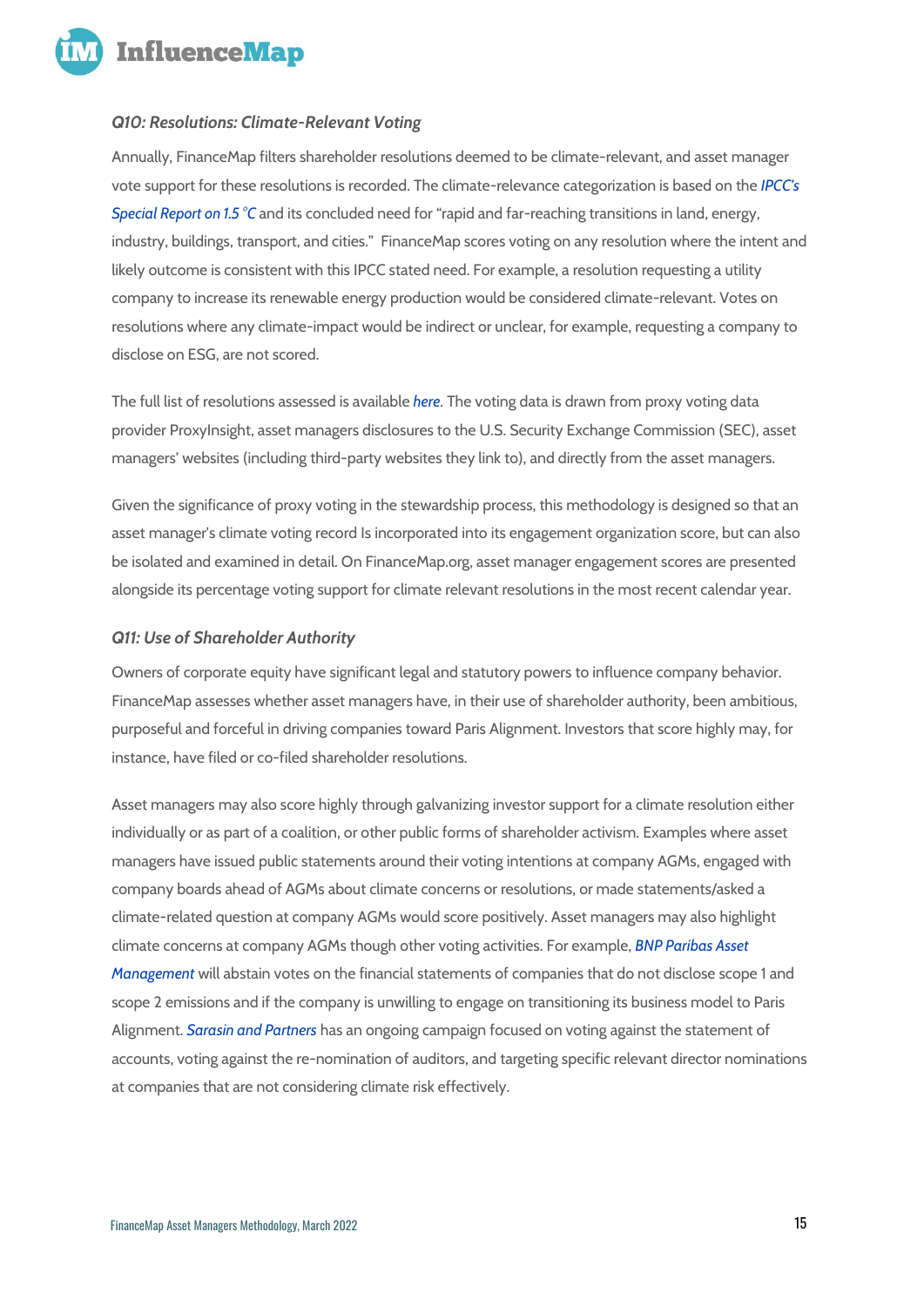### *Q10: Resolutions: Climate-Relevant Voting*

Annually, FinanceMap filters shareholder resolutions deemed to be climate-relevant, and asset manager vote support for these resolutions is recorded. The climate-relevance categorization is based on the *IPCC's Special Report on 1.5 °C* and its concluded need for "rapid and far-reaching transitions in land, energy, industry, buildings, transport, and cities." FinanceMap scores voting on any resolution where the intent and likely outcome is consistent with this IPCC stated need. For example, a resolution requesting a utility company to increase its renewable energy production would be considered climate-relevant. Votes on resolutions where any climate-impact would be indirect or unclear, for example, requesting a company to disclose on ESG, are not scored.

The full list of resolutions assessed is available *here*. The voting data is drawn from proxy voting data provider ProxyInsight, asset managers disclosures to the U.S. Security Exchange Commission (SEC), asset managers' websites (including third-party websites they link to), and directly from the asset managers.

Given the significance of proxy voting in the stewardship process, this methodology is designed so that an asset manager's climate voting record Is incorporated into its engagement organization score, but can also be isolated and examined in detail. On FinanceMap.org, asset manager engagement scores are presented alongside its percentage voting support for climate relevant resolutions in the most recent calendar year.

### *Q11: Use of Shareholder Authority*

Owners of corporate equity have significant legal and statutory powers to influence company behavior. FinanceMap assesses whether asset managers have, in their use of shareholder authority, been ambitious, purposeful and forceful in driving companies toward Paris Alignment. Investors that score highly may, for instance, have filed or co-filed shareholder resolutions.

Asset managers may also score highly through galvanizing investor support for a climate resolution either individually or as part of a coalition, or other public forms of shareholder activism. Examples where asset managers have issued public statements around their voting intentions at company AGMs, engaged with company boards ahead of AGMs about climate concerns or resolutions, or made statements/asked a climate-related question at company AGMs would score positively. Asset managers may also highlight climate concerns at company AGMs though other voting activities. For example, *BNP Paribas Asset Management* will abstain votes on the financial statements of companies that do not disclose scope 1 and scope 2 emissions and if the company is unwilling to engage on transitioning its business model to Paris Alignment. *Sarasin and Partners* has an ongoing campaign focused on voting against the statement of accounts, voting against the re-nomination of auditors, and targeting specific relevant director nominations at companies that are not considering climate risk effectively.